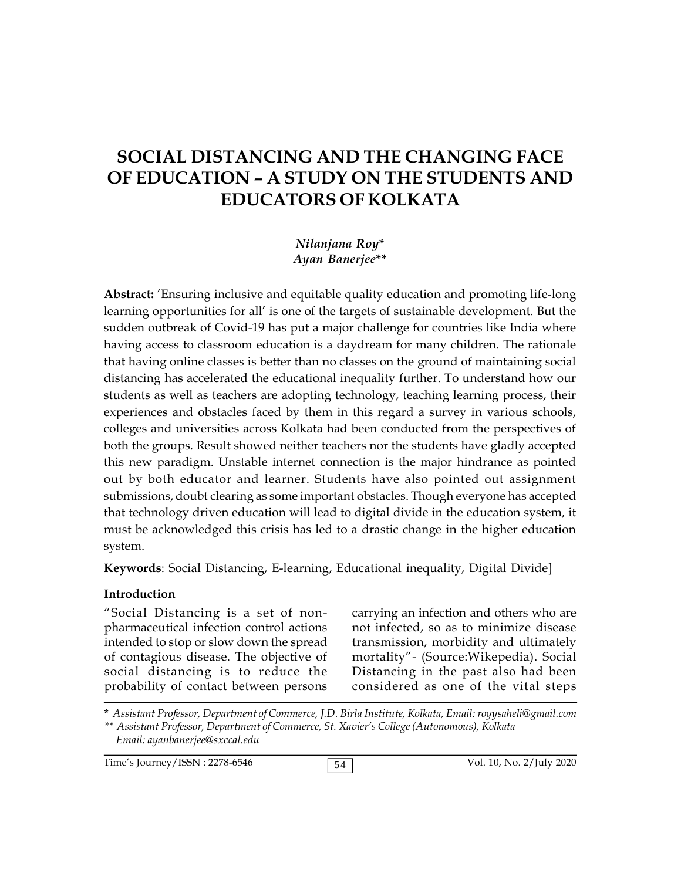# SOCIAL DISTANCING AND THE CHANGING FACE OF EDUCATION – A STUDY ON THE STUDENTS AND EDUCATORS OF KOLKATA

*Nilanjana Roy**
*Ayan Banerjee***

**Abstract:** 'Ensuring inclusive and equitable quality education and promoting life-long learning opportunities for all' is one of the targets of sustainable development. But the sudden outbreak of Covid-19 has put a major challenge for countries like India where having access to classroom education is a daydream for many children. The rationale that having online classes is better than no classes on the ground of maintaining social distancing has accelerated the educational inequality further. To understand how our students as well as teachers are adopting technology, teaching learning process, their experiences and obstacles faced by them in this regard a survey in various schools, colleges and universities across Kolkata had been conducted from the perspectives of both the groups. Result showed neither teachers nor the students have gladly accepted this new paradigm. Unstable internet connection is the major hindrance as pointed out by both educator and learner. Students have also pointed out assignment submissions, doubt clearing as some important obstacles. Though everyone has accepted that technology driven education will lead to digital divide in the education system, it must be acknowledged this crisis has led to a drastic change in the higher education system.

**Keywords**: Social Distancing, E-learning, Educational inequality, Digital Divide]

## Introduction

"Social Distancing is a set of non-pharmaceutical infection control actions intended to stop or slow down the spread of contagious disease. The objective of social distancing is to reduce the probability of contact between persons carrying an infection and others who are not infected, so as to minimize disease transmission, morbidity and ultimately mortality"- (Source:Wikepedia). Social Distancing in the past also had been considered as one of the vital steps

\* *Assistant Professor, Department of Commerce, J.D. Birla Institute, Kolkata, Email: royysaheli@gmail.com*

\*\* *Assistant Professor, Department of Commerce, St. Xavier's College (Autonomous), Kolkata Email: ayanbanerjee@sxccal.edu*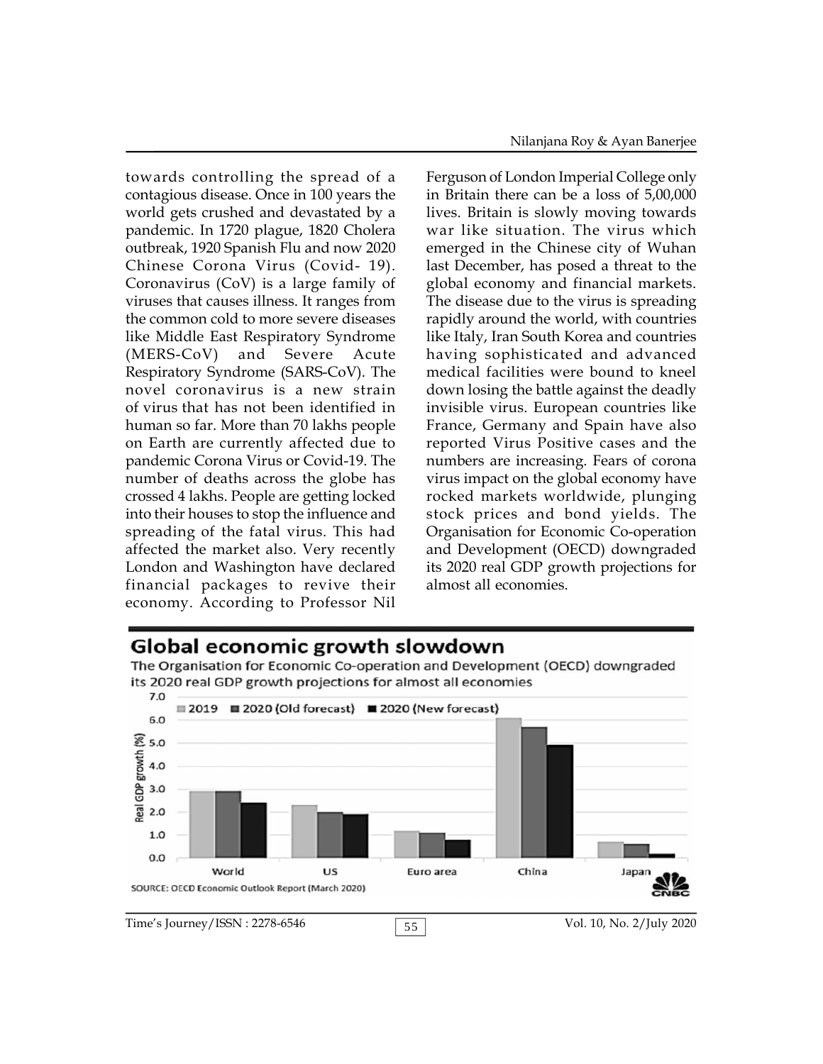towards controlling the spread of a contagious disease. Once in 100 years the world gets crushed and devastated by a pandemic. In 1720 plague, 1820 Cholera outbreak, 1920 Spanish Flu and now 2020 Chinese Corona Virus (Covid- 19). Coronavirus (CoV) is a large family of viruses that causes illness. It ranges from the common cold to more severe diseases like Middle East Respiratory Syndrome (MERS-CoV) and Severe Acute Respiratory Syndrome (SARS-CoV). The novel coronavirus is a new strain of virus that has not been identified in human so far. More than 70 lakhs people on Earth are currently affected due to pandemic Corona Virus or Covid-19. The number of deaths across the globe has crossed 4 lakhs. People are getting locked into their houses to stop the influence and spreading of the fatal virus. This had affected the market also. Very recently London and Washington have declared financial packages to revive their economy. According to Professor Nil Ferguson of London Imperial College only in Britain there can be a loss of 5,00,000 lives. Britain is slowly moving towards war like situation. The virus which emerged in the Chinese city of Wuhan last December, has posed a threat to the global economy and financial markets. The disease due to the virus is spreading rapidly around the world, with countries like Italy, Iran South Korea and countries having sophisticated and advanced medical facilities were bound to kneel down losing the battle against the deadly invisible virus. European countries like France, Germany and Spain have also reported Virus Positive cases and the numbers are increasing. Fears of corona virus impact on the global economy have rocked markets worldwide, plunging stock prices and bond yields. The Organisation for Economic Co-operation and Development (OECD) downgraded its 2020 real GDP growth projections for almost all economies.

**Global economic growth slowdown**

The Organisation for Economic Co-operation and Development (OECD) downgraded its 2020 real GDP growth projections for almost all economies

SOURCE: OECD Economic Outlook Report (March 2020)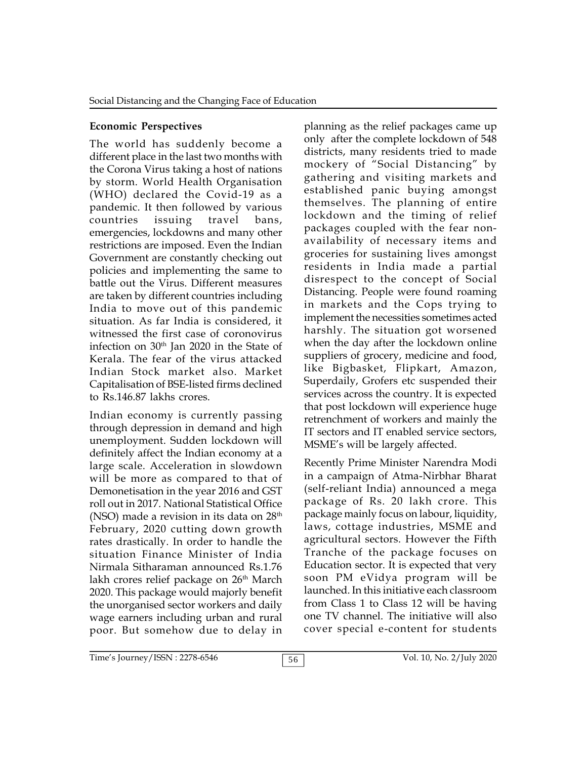## Economic Perspectives

The world has suddenly become a different place in the last two months with the Corona Virus taking a host of nations by storm. World Health Organisation (WHO) declared the Covid-19 as a pandemic. It then followed by various countries issuing travel bans, emergencies, lockdowns and many other restrictions are imposed. Even the Indian Government are constantly checking out policies and implementing the same to battle out the Virus. Different measures are taken by different countries including India to move out of this pandemic situation. As far India is considered, it witnessed the first case of coronovirus infection on 30th Jan 2020 in the State of Kerala. The fear of the virus attacked Indian Stock market also. Market Capitalisation of BSE-listed firms declined to Rs.146.87 lakhs crores.

Indian economy is currently passing through depression in demand and high unemployment. Sudden lockdown will definitely affect the Indian economy at a large scale. Acceleration in slowdown will be more as compared to that of Demonetisation in the year 2016 and GST roll out in 2017. National Statistical Office (NSO) made a revision in its data on 28th February, 2020 cutting down growth rates drastically. In order to handle the situation Finance Minister of India Nirmala Sitharaman announced Rs.1.76 lakh crores relief package on 26th March 2020. This package would majorly benefit the unorganised sector workers and daily wage earners including urban and rural poor. But somehow due to delay in planning as the relief packages came up only after the complete lockdown of 548 districts, many residents tried to made mockery of "Social Distancing" by gathering and visiting markets and established panic buying amongst themselves. The planning of entire lockdown and the timing of relief packages coupled with the fear non-availability of necessary items and groceries for sustaining lives amongst residents in India made a partial disrespect to the concept of Social Distancing. People were found roaming in markets and the Cops trying to implement the necessities sometimes acted harshly. The situation got worsened when the day after the lockdown online suppliers of grocery, medicine and food, like Bigbasket, Flipkart, Amazon, Superdaily, Grofers etc suspended their services across the country. It is expected that post lockdown will experience huge retrenchment of workers and mainly the IT sectors and IT enabled service sectors, MSME's will be largely affected.

Recently Prime Minister Narendra Modi in a campaign of Atma-Nirbhar Bharat (self-reliant India) announced a mega package of Rs. 20 lakh crore. This package mainly focus on labour, liquidity, laws, cottage industries, MSME and agricultural sectors. However the Fifth Tranche of the package focuses on Education sector. It is expected that very soon PM eVidya program will be launched. In this initiative each classroom from Class 1 to Class 12 will be having one TV channel. The initiative will also cover special e-content for students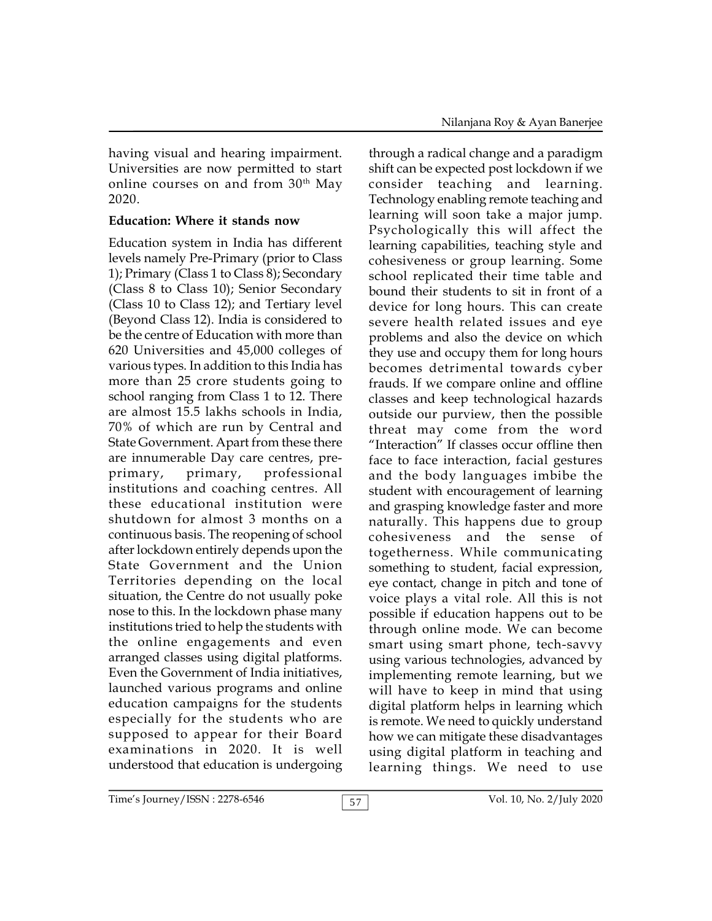having visual and hearing impairment. Universities are now permitted to start online courses on and from 30th May 2020.

**Education: Where it stands now**

Education system in India has different levels namely Pre-Primary (prior to Class 1); Primary (Class 1 to Class 8); Secondary (Class 8 to Class 10); Senior Secondary (Class 10 to Class 12); and Tertiary level (Beyond Class 12). India is considered to be the centre of Education with more than 620 Universities and 45,000 colleges of various types. In addition to this India has more than 25 crore students going to school ranging from Class 1 to 12. There are almost 15.5 lakhs schools in India, 70% of which are run by Central and State Government. Apart from these there are innumerable Day care centres, pre-primary, primary, professional institutions and coaching centres. All these educational institution were shutdown for almost 3 months on a continuous basis. The reopening of school after lockdown entirely depends upon the State Government and the Union Territories depending on the local situation, the Centre do not usually poke nose to this. In the lockdown phase many institutions tried to help the students with the online engagements and even arranged classes using digital platforms. Even the Government of India initiatives, launched various programs and online education campaigns for the students especially for the students who are supposed to appear for their Board examinations in 2020. It is well understood that education is undergoing through a radical change and a paradigm shift can be expected post lockdown if we consider teaching and learning. Technology enabling remote teaching and learning will soon take a major jump. Psychologically this will affect the learning capabilities, teaching style and cohesiveness or group learning. Some school replicated their time table and bound their students to sit in front of a device for long hours. This can create severe health related issues and eye problems and also the device on which they use and occupy them for long hours becomes detrimental towards cyber frauds. If we compare online and offline classes and keep technological hazards outside our purview, then the possible threat may come from the word "Interaction" If classes occur offline then face to face interaction, facial gestures and the body languages imbibe the student with encouragement of learning and grasping knowledge faster and more naturally. This happens due to group cohesiveness and the sense of togetherness. While communicating something to student, facial expression, eye contact, change in pitch and tone of voice plays a vital role. All this is not possible if education happens out to be through online mode. We can become smart using smart phone, tech-savvy using various technologies, advanced by implementing remote learning, but we will have to keep in mind that using digital platform helps in learning which is remote. We need to quickly understand how we can mitigate these disadvantages using digital platform in teaching and learning things. We need to use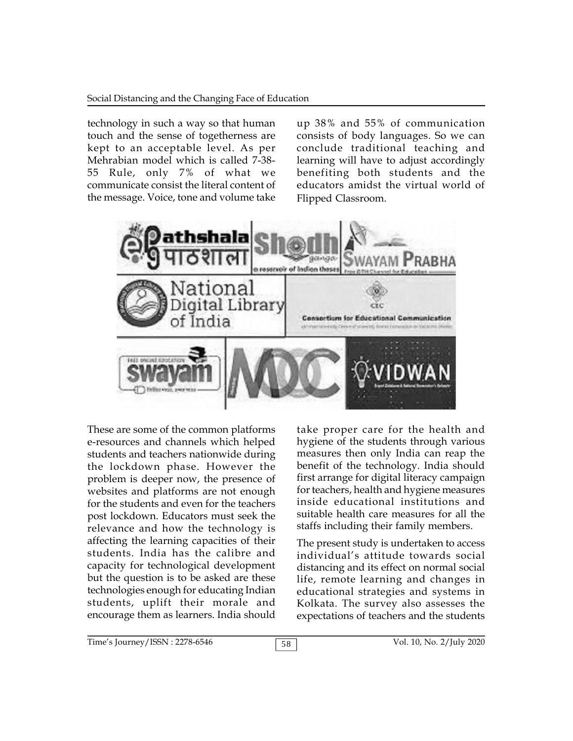technology in such a way so that human touch and the sense of togetherness are kept to an acceptable level. As per Mehrabian model which is called 7-38-55 Rule, only 7% of what we communicate consist the literal content of the message. Voice, tone and volume take up 38% and 55% of communication consists of body languages. So we can conclude traditional teaching and learning will have to adjust accordingly benefiting both students and the educators amidst the virtual world of Flipped Classroom.

These are some of the common platforms e-resources and channels which helped students and teachers nationwide during the lockdown phase. However the problem is deeper now, the presence of websites and platforms are not enough for the students and even for the teachers post lockdown. Educators must seek the relevance and how the technology is affecting the learning capacities of their students. India has the calibre and capacity for technological development but the question is to be asked are these technologies enough for educating Indian students, uplift their morale and encourage them as learners. India should take proper care for the health and hygiene of the students through various measures then only India can reap the benefit of the technology. India should first arrange for digital literacy campaign for teachers, health and hygiene measures inside educational institutions and suitable health care measures for all the staffs including their family members.

The present study is undertaken to access individual's attitude towards social distancing and its effect on normal social life, remote learning and changes in educational strategies and systems in Kolkata. The survey also assesses the expectations of teachers and the students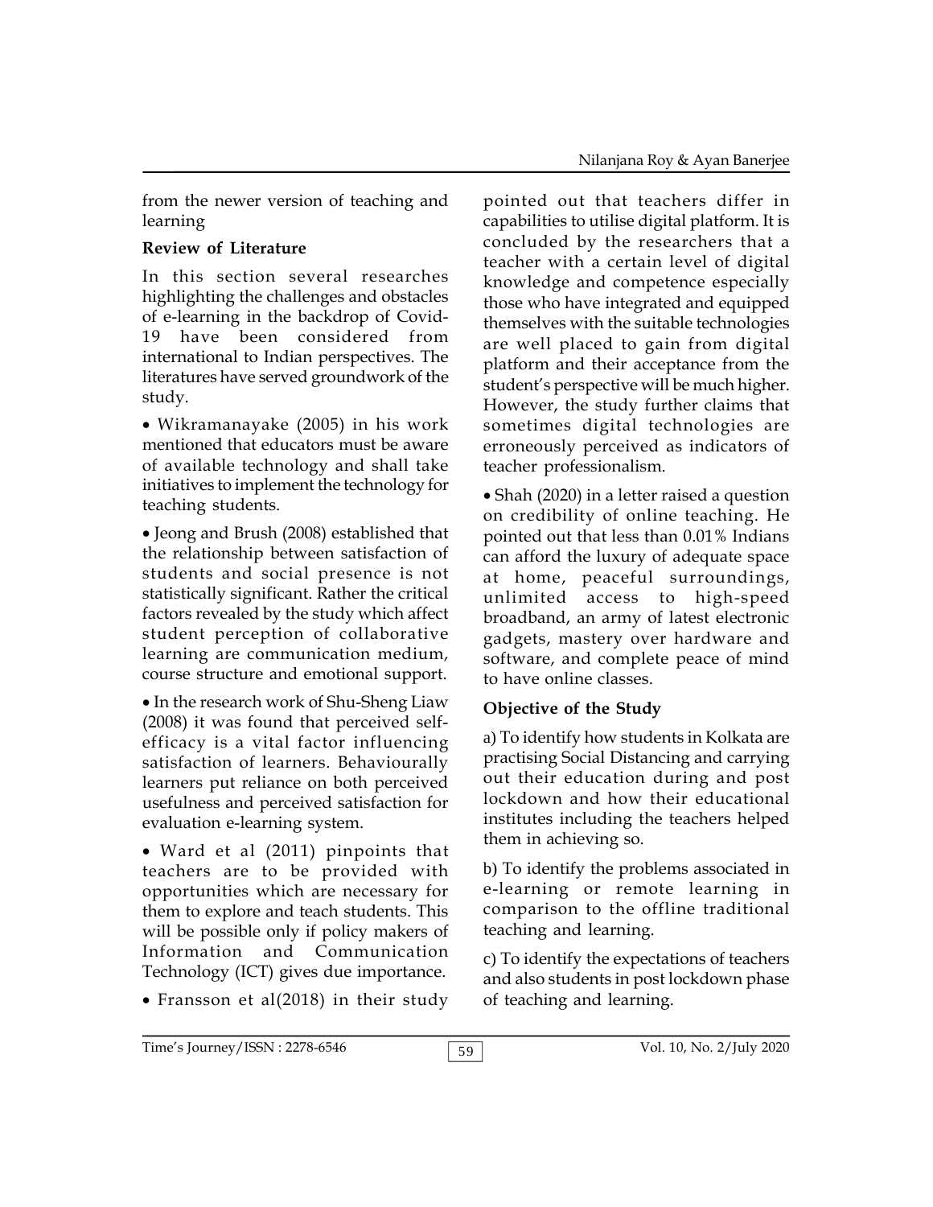from the newer version of teaching and learning

## Review of Literature

In this section several researches highlighting the challenges and obstacles of e-learning in the backdrop of Covid-19 have been considered from international to Indian perspectives. The literatures have served groundwork of the study.

- Wikramanayake (2005) in his work mentioned that educators must be aware of available technology and shall take initiatives to implement the technology for teaching students.

- Jeong and Brush (2008) established that the relationship between satisfaction of students and social presence is not statistically significant. Rather the critical factors revealed by the study which affect student perception of collaborative learning are communication medium, course structure and emotional support.

- In the research work of Shu-Sheng Liaw (2008) it was found that perceived self-efficacy is a vital factor influencing satisfaction of learners. Behaviourally learners put reliance on both perceived usefulness and perceived satisfaction for evaluation e-learning system.

- Ward et al (2011) pinpoints that teachers are to be provided with opportunities which are necessary for them to explore and teach students. This will be possible only if policy makers of Information and Communication Technology (ICT) gives due importance.

- Fransson et al(2018) in their study pointed out that teachers differ in capabilities to utilise digital platform. It is concluded by the researchers that a teacher with a certain level of digital knowledge and competence especially those who have integrated and equipped themselves with the suitable technologies are well placed to gain from digital platform and their acceptance from the student's perspective will be much higher. However, the study further claims that sometimes digital technologies are erroneously perceived as indicators of teacher professionalism.

- Shah (2020) in a letter raised a question on credibility of online teaching. He pointed out that less than 0.01% Indians can afford the luxury of adequate space at home, peaceful surroundings, unlimited access to high-speed broadband, an army of latest electronic gadgets, mastery over hardware and software, and complete peace of mind to have online classes.

## Objective of the Study

a) To identify how students in Kolkata are practising Social Distancing and carrying out their education during and post lockdown and how their educational institutes including the teachers helped them in achieving so.

b) To identify the problems associated in e-learning or remote learning in comparison to the offline traditional teaching and learning.

c) To identify the expectations of teachers and also students in post lockdown phase of teaching and learning.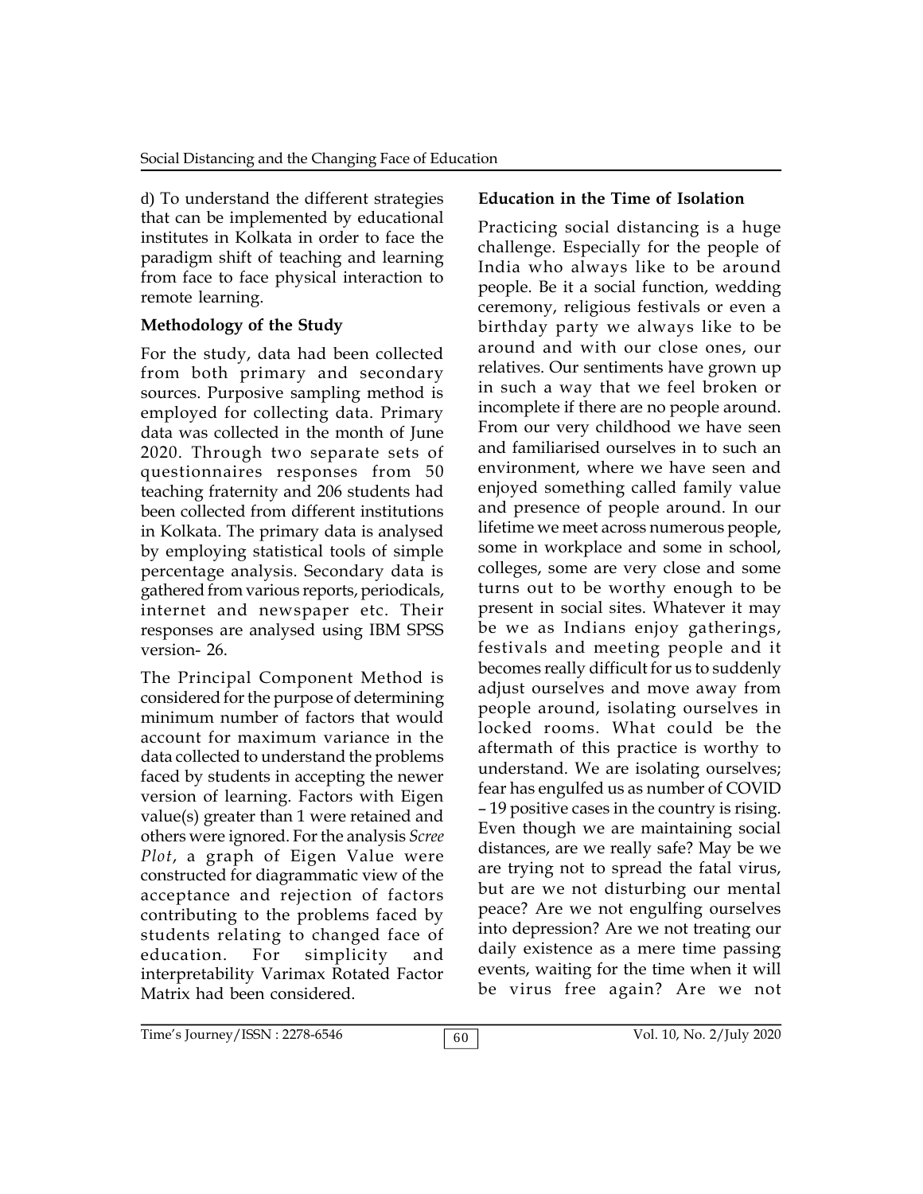d) To understand the different strategies that can be implemented by educational institutes in Kolkata in order to face the paradigm shift of teaching and learning from face to face physical interaction to remote learning.

### Methodology of the Study

For the study, data had been collected from both primary and secondary sources. Purposive sampling method is employed for collecting data. Primary data was collected in the month of June 2020. Through two separate sets of questionnaires responses from 50 teaching fraternity and 206 students had been collected from different institutions in Kolkata. The primary data is analysed by employing statistical tools of simple percentage analysis. Secondary data is gathered from various reports, periodicals, internet and newspaper etc. Their responses are analysed using IBM SPSS version- 26.

The Principal Component Method is considered for the purpose of determining minimum number of factors that would account for maximum variance in the data collected to understand the problems faced by students in accepting the newer version of learning. Factors with Eigen value(s) greater than 1 were retained and others were ignored. For the analysis *Scree Plot*, a graph of Eigen Value were constructed for diagrammatic view of the acceptance and rejection of factors contributing to the problems faced by students relating to changed face of education. For simplicity and interpretability Varimax Rotated Factor Matrix had been considered.

### Education in the Time of Isolation

Practicing social distancing is a huge challenge. Especially for the people of India who always like to be around people. Be it a social function, wedding ceremony, religious festivals or even a birthday party we always like to be around and with our close ones, our relatives. Our sentiments have grown up in such a way that we feel broken or incomplete if there are no people around. From our very childhood we have seen and familiarised ourselves in to such an environment, where we have seen and enjoyed something called family value and presence of people around. In our lifetime we meet across numerous people, some in workplace and some in school, colleges, some are very close and some turns out to be worthy enough to be present in social sites. Whatever it may be we as Indians enjoy gatherings, festivals and meeting people and it becomes really difficult for us to suddenly adjust ourselves and move away from people around, isolating ourselves in locked rooms. What could be the aftermath of this practice is worthy to understand. We are isolating ourselves; fear has engulfed us as number of COVID – 19 positive cases in the country is rising. Even though we are maintaining social distances, are we really safe? May be we are trying not to spread the fatal virus, but are we not disturbing our mental peace? Are we not engulfing ourselves into depression? Are we not treating our daily existence as a mere time passing events, waiting for the time when it will be virus free again? Are we not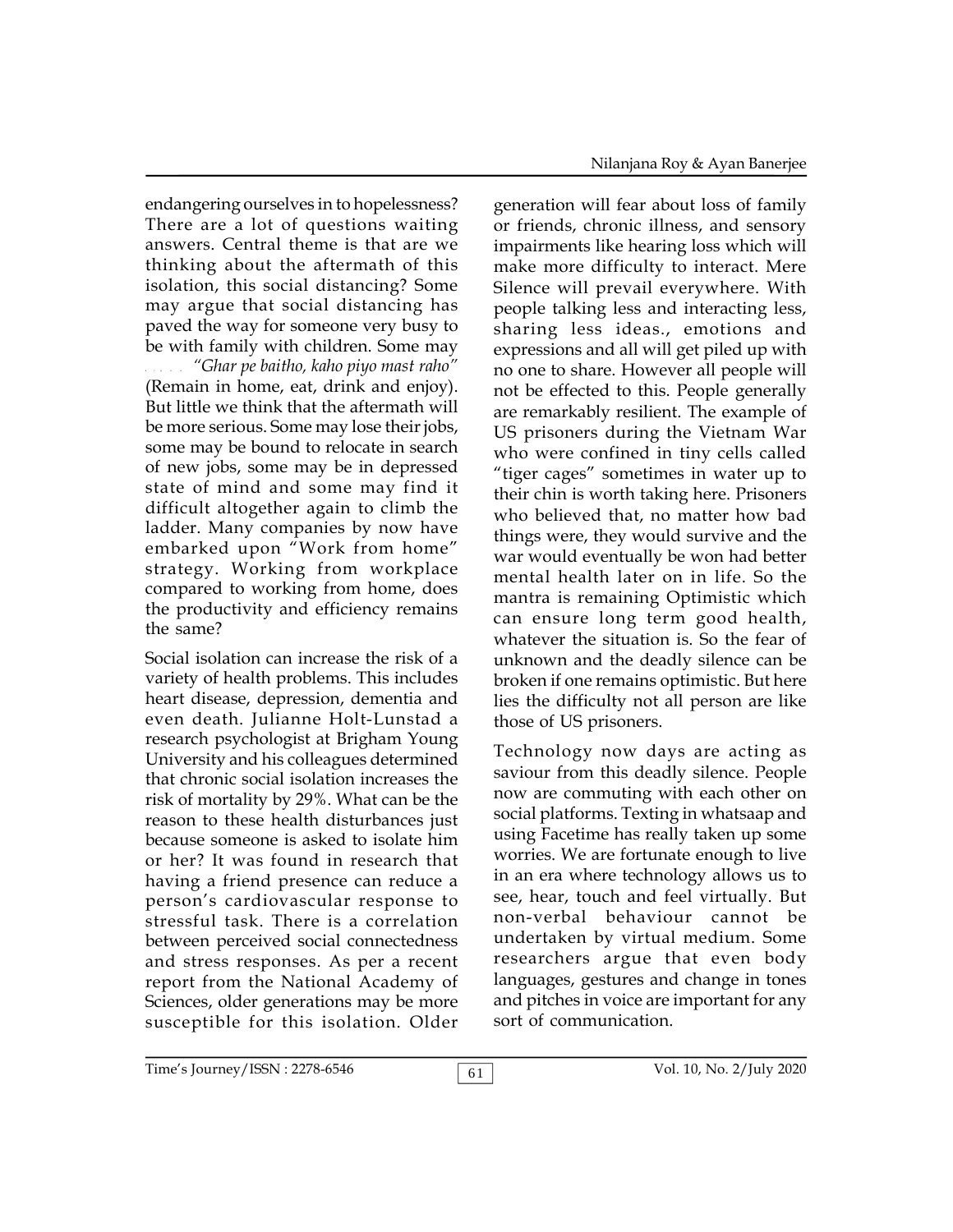endangering ourselves in to hopelessness? There are a lot of questions waiting answers. Central theme is that are we thinking about the aftermath of this isolation, this social distancing? Some may argue that social distancing has paved the way for someone very busy to be with family with children. Some may . . . . *"Ghar pe baitho, kaho piyo mast raho"* (Remain in home, eat, drink and enjoy). But little we think that the aftermath will be more serious. Some may lose their jobs, some may be bound to relocate in search of new jobs, some may be in depressed state of mind and some may find it difficult altogether again to climb the ladder. Many companies by now have embarked upon "Work from home" strategy. Working from workplace compared to working from home, does the productivity and efficiency remains the same?

Social isolation can increase the risk of a variety of health problems. This includes heart disease, depression, dementia and even death. Julianne Holt-Lunstad a research psychologist at Brigham Young University and his colleagues determined that chronic social isolation increases the risk of mortality by 29%. What can be the reason to these health disturbances just because someone is asked to isolate him or her? It was found in research that having a friend presence can reduce a person's cardiovascular response to stressful task. There is a correlation between perceived social connectedness and stress responses. As per a recent report from the National Academy of Sciences, older generations may be more susceptible for this isolation. Older generation will fear about loss of family or friends, chronic illness, and sensory impairments like hearing loss which will make more difficulty to interact. Mere Silence will prevail everywhere. With people talking less and interacting less, sharing less ideas., emotions and expressions and all will get piled up with no one to share. However all people will not be effected to this. People generally are remarkably resilient. The example of US prisoners during the Vietnam War who were confined in tiny cells called "tiger cages" sometimes in water up to their chin is worth taking here. Prisoners who believed that, no matter how bad things were, they would survive and the war would eventually be won had better mental health later on in life. So the mantra is remaining Optimistic which can ensure long term good health, whatever the situation is. So the fear of unknown and the deadly silence can be broken if one remains optimistic. But here lies the difficulty not all person are like those of US prisoners.

Technology now days are acting as saviour from this deadly silence. People now are commuting with each other on social platforms. Texting in whatsaap and using Facetime has really taken up some worries. We are fortunate enough to live in an era where technology allows us to see, hear, touch and feel virtually. But non-verbal behaviour cannot be undertaken by virtual medium. Some researchers argue that even body languages, gestures and change in tones and pitches in voice are important for any sort of communication.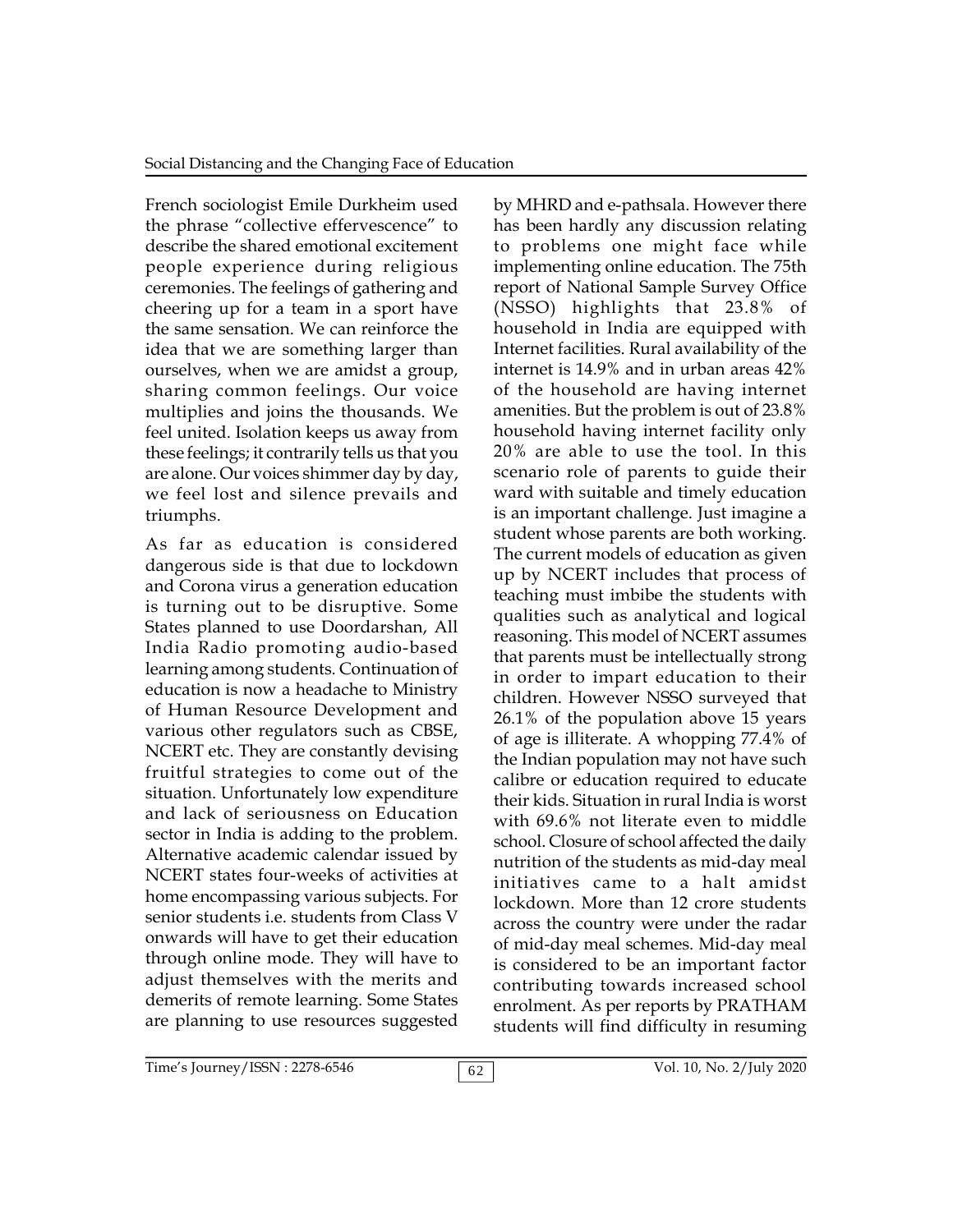French sociologist Emile Durkheim used the phrase "collective effervescence" to describe the shared emotional excitement people experience during religious ceremonies. The feelings of gathering and cheering up for a team in a sport have the same sensation. We can reinforce the idea that we are something larger than ourselves, when we are amidst a group, sharing common feelings. Our voice multiplies and joins the thousands. We feel united. Isolation keeps us away from these feelings; it contrarily tells us that you are alone. Our voices shimmer day by day, we feel lost and silence prevails and triumphs.

As far as education is considered dangerous side is that due to lockdown and Corona virus a generation education is turning out to be disruptive. Some States planned to use Doordarshan, All India Radio promoting audio-based learning among students. Continuation of education is now a headache to Ministry of Human Resource Development and various other regulators such as CBSE, NCERT etc. They are constantly devising fruitful strategies to come out of the situation. Unfortunately low expenditure and lack of seriousness on Education sector in India is adding to the problem. Alternative academic calendar issued by NCERT states four-weeks of activities at home encompassing various subjects. For senior students i.e. students from Class V onwards will have to get their education through online mode. They will have to adjust themselves with the merits and demerits of remote learning. Some States are planning to use resources suggested by MHRD and e-pathsala. However there has been hardly any discussion relating to problems one might face while implementing online education. The 75th report of National Sample Survey Office (NSSO) highlights that 23.8% of household in India are equipped with Internet facilities. Rural availability of the internet is 14.9% and in urban areas 42% of the household are having internet amenities. But the problem is out of 23.8% household having internet facility only 20% are able to use the tool. In this scenario role of parents to guide their ward with suitable and timely education is an important challenge. Just imagine a student whose parents are both working. The current models of education as given up by NCERT includes that process of teaching must imbibe the students with qualities such as analytical and logical reasoning. This model of NCERT assumes that parents must be intellectually strong in order to impart education to their children. However NSSO surveyed that 26.1% of the population above 15 years of age is illiterate. A whopping 77.4% of the Indian population may not have such calibre or education required to educate their kids. Situation in rural India is worst with 69.6% not literate even to middle school. Closure of school affected the daily nutrition of the students as mid-day meal initiatives came to a halt amidst lockdown. More than 12 crore students across the country were under the radar of mid-day meal schemes. Mid-day meal is considered to be an important factor contributing towards increased school enrolment. As per reports by PRATHAM students will find difficulty in resuming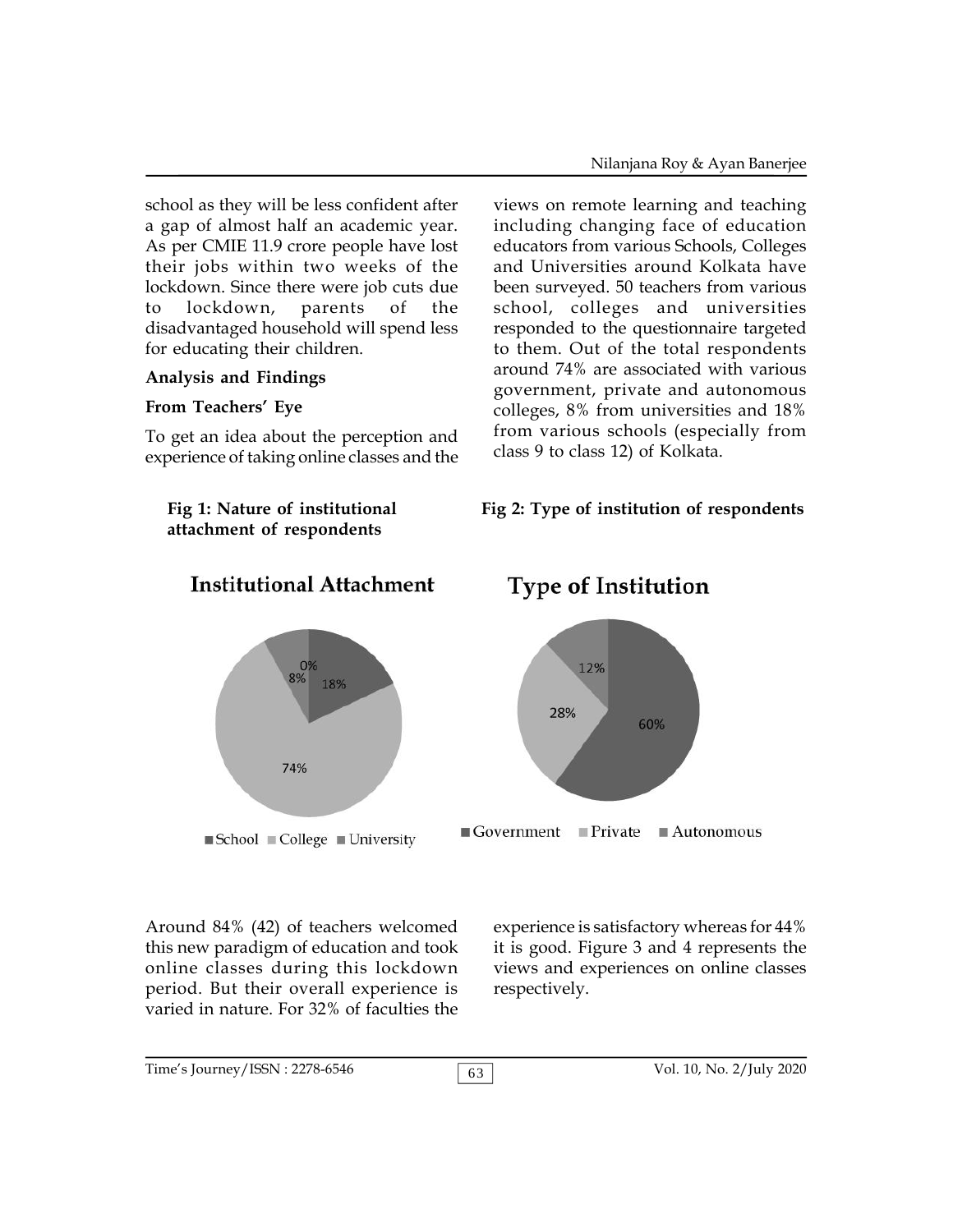school as they will be less confident after a gap of almost half an academic year. As per CMIE 11.9 crore people have lost their jobs within two weeks of the lockdown. Since there were job cuts due to lockdown, parents of the disadvantaged household will spend less for educating their children.

## Analysis and Findings

### From Teachers' Eye

To get an idea about the perception and experience of taking online classes and the views on remote learning and teaching including changing face of education educators from various Schools, Colleges and Universities around Kolkata have been surveyed. 50 teachers from various school, colleges and universities responded to the questionnaire targeted to them. Out of the total respondents around 74% are associated with various government, private and autonomous colleges, 8% from universities and 18% from various schools (especially from class 9 to class 12) of Kolkata.

**Fig 1: Nature of institutional attachment of respondents**

**Fig 2: Type of institution of respondents**

Around 84% (42) of teachers welcomed this new paradigm of education and took online classes during this lockdown period. But their overall experience is varied in nature. For 32% of faculties the experience is satisfactory whereas for 44% it is good. Figure 3 and 4 represents the views and experiences on online classes respectively.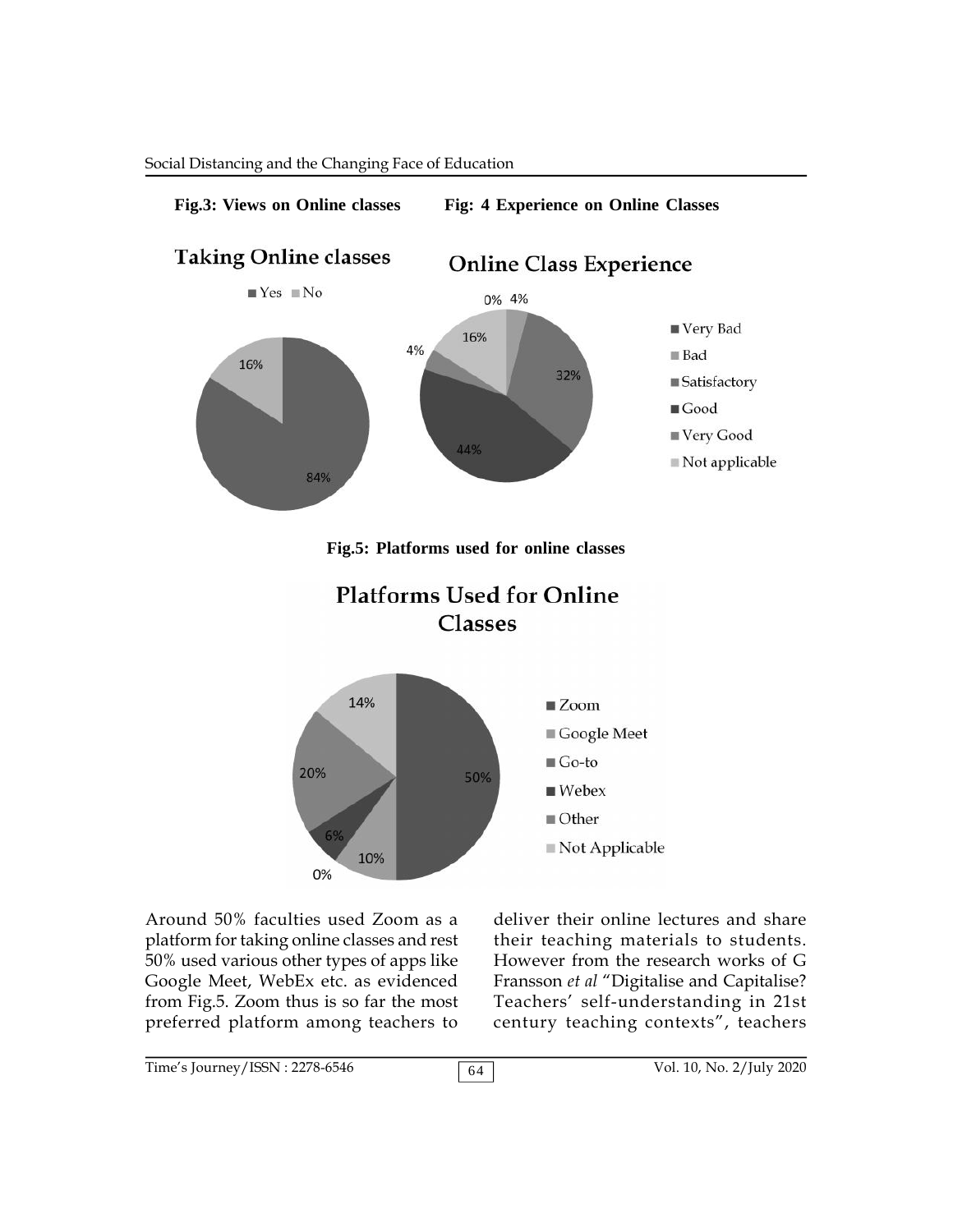**Fig.3: Views on Online classes**

**Fig: 4 Experience on Online Classes**

**Fig.5: Platforms used for online classes**

Around 50% faculties used Zoom as a platform for taking online classes and rest 50% used various other types of apps like Google Meet, WebEx etc. as evidenced from Fig.5. Zoom thus is so far the most preferred platform among teachers to deliver their online lectures and share their teaching materials to students. However from the research works of G Fransson *et al* "Digitalise and Capitalise? Teachers' self-understanding in 21st century teaching contexts", teachers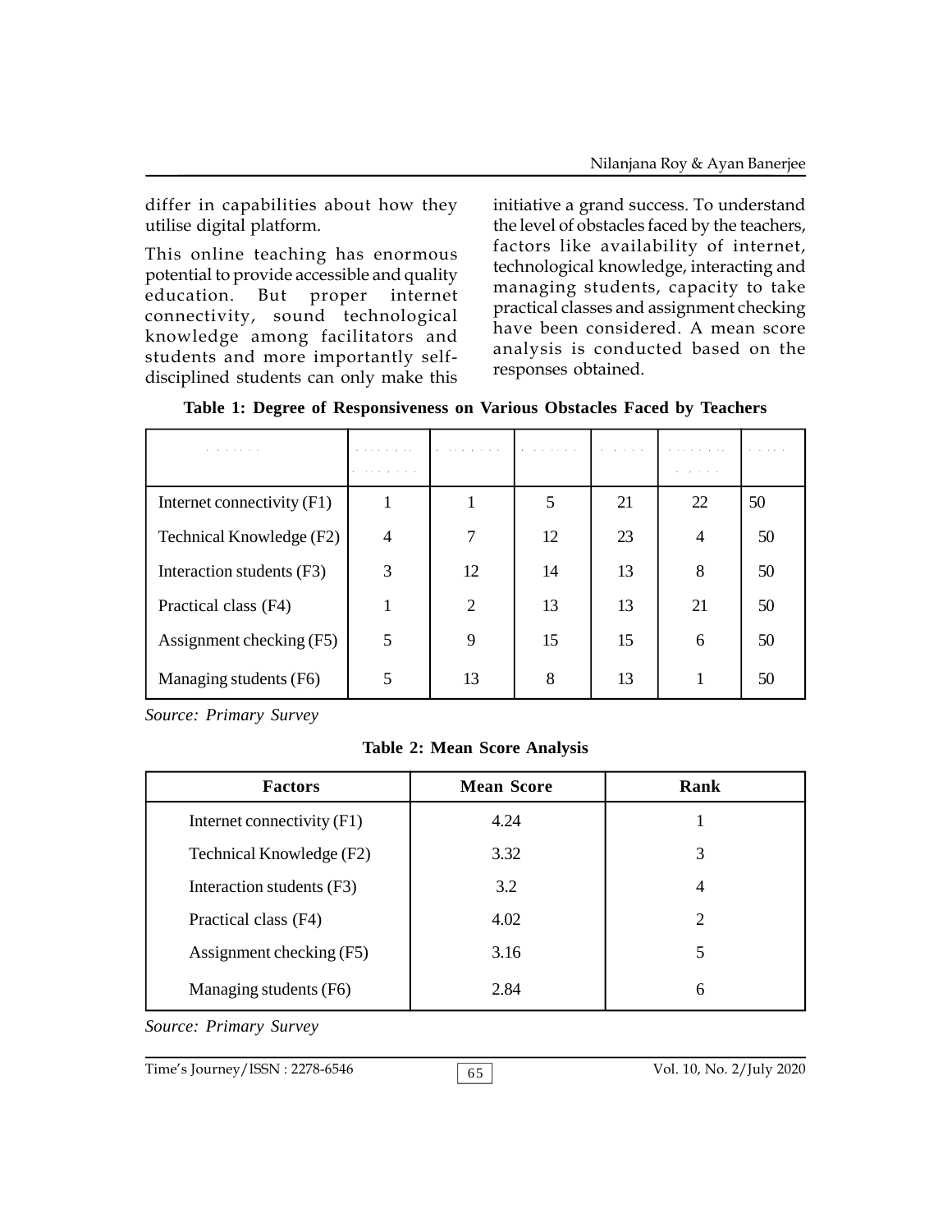differ in capabilities about how they utilise digital platform.

This online teaching has enormous potential to provide accessible and quality education. But proper internet connectivity, sound technological knowledge among facilitators and students and more importantly self-disciplined students can only make this initiative a grand success. To understand the level of obstacles faced by the teachers, factors like availability of internet, technological knowledge, interacting and managing students, capacity to take practical classes and assignment checking have been considered. A mean score analysis is conducted based on the responses obtained.

**Table 1: Degree of Responsiveness on Various Obstacles Faced by Teachers**

| | | | | | | |
|---|---|---|---|---|---|---|
| Internet connectivity (F1) | 1 | 1 | 5 | 21 | 22 | 50 |
| Technical Knowledge (F2) | 4 | 7 | 12 | 23 | 4 | 50 |
| Interaction students (F3) | 3 | 12 | 14 | 13 | 8 | 50 |
| Practical class (F4) | 1 | 2 | 13 | 13 | 21 | 50 |
| Assignment checking (F5) | 5 | 9 | 15 | 15 | 6 | 50 |
| Managing students (F6) | 5 | 13 | 8 | 13 | 1 | 50 |

*Source: Primary Survey*

**Table 2: Mean Score Analysis**

| Factors | Mean Score | Rank |
|---|---|---|
| Internet connectivity (F1) | 4.24 | 1 |
| Technical Knowledge (F2) | 3.32 | 3 |
| Interaction students (F3) | 3.2 | 4 |
| Practical class (F4) | 4.02 | 2 |
| Assignment checking (F5) | 3.16 | 5 |
| Managing students (F6) | 2.84 | 6 |

*Source: Primary Survey*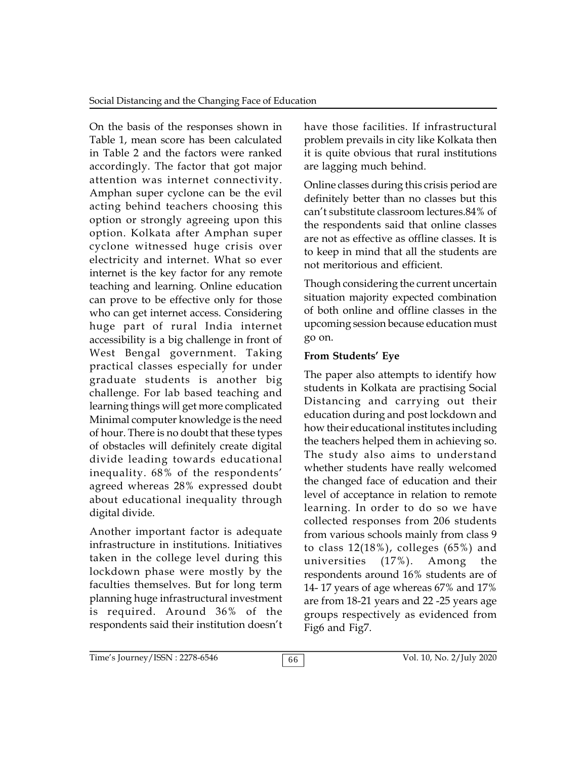On the basis of the responses shown in Table 1, mean score has been calculated in Table 2 and the factors were ranked accordingly. The factor that got major attention was internet connectivity. Amphan super cyclone can be the evil acting behind teachers choosing this option or strongly agreeing upon this option. Kolkata after Amphan super cyclone witnessed huge crisis over electricity and internet. What so ever internet is the key factor for any remote teaching and learning. Online education can prove to be effective only for those who can get internet access. Considering huge part of rural India internet accessibility is a big challenge in front of West Bengal government. Taking practical classes especially for under graduate students is another big challenge. For lab based teaching and learning things will get more complicated Minimal computer knowledge is the need of hour. There is no doubt that these types of obstacles will definitely create digital divide leading towards educational inequality. 68% of the respondents' agreed whereas 28% expressed doubt about educational inequality through digital divide.

Another important factor is adequate infrastructure in institutions. Initiatives taken in the college level during this lockdown phase were mostly by the faculties themselves. But for long term planning huge infrastructural investment is required. Around 36% of the respondents said their institution doesn't have those facilities. If infrastructural problem prevails in city like Kolkata then it is quite obvious that rural institutions are lagging much behind.

Online classes during this crisis period are definitely better than no classes but this can't substitute classroom lectures.84% of the respondents said that online classes are not as effective as offline classes. It is to keep in mind that all the students are not meritorious and efficient.

Though considering the current uncertain situation majority expected combination of both online and offline classes in the upcoming session because education must go on.

**From Students' Eye**

The paper also attempts to identify how students in Kolkata are practising Social Distancing and carrying out their education during and post lockdown and how their educational institutes including the teachers helped them in achieving so. The study also aims to understand whether students have really welcomed the changed face of education and their level of acceptance in relation to remote learning. In order to do so we have collected responses from 206 students from various schools mainly from class 9 to class 12(18%), colleges (65%) and universities (17%). Among the respondents around 16% students are of 14- 17 years of age whereas 67% and 17% are from 18-21 years and 22 -25 years age groups respectively as evidenced from Fig6 and Fig7.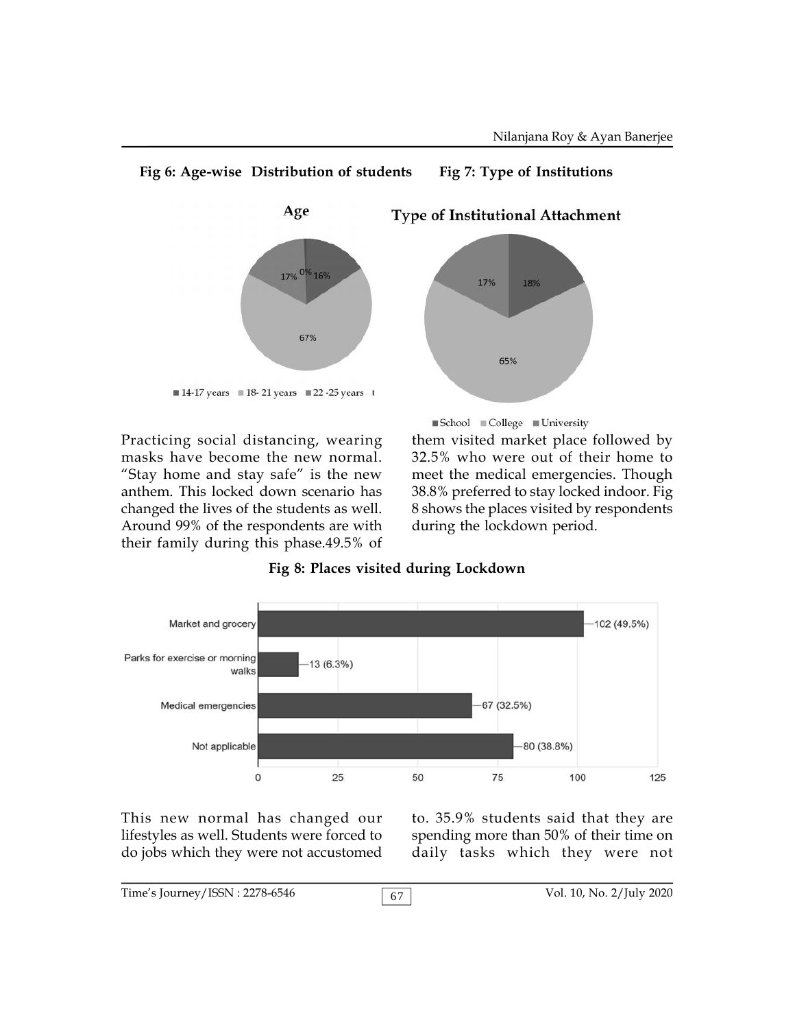**Fig 6: Age-wise Distribution of students**

**Fig 7: Type of Institutions**

Practicing social distancing, wearing masks have become the new normal. "Stay home and stay safe" is the new anthem. This locked down scenario has changed the lives of the students as well. Around 99% of the respondents are with their family during this phase.49.5% of them visited market place followed by 32.5% who were out of their home to meet the medical emergencies. Though 38.8% preferred to stay locked indoor. Fig 8 shows the places visited by respondents during the lockdown period.

**Fig 8: Places visited during Lockdown**

This new normal has changed our lifestyles as well. Students were forced to do jobs which they were not accustomed to. 35.9% students said that they are spending more than 50% of their time on daily tasks which they were not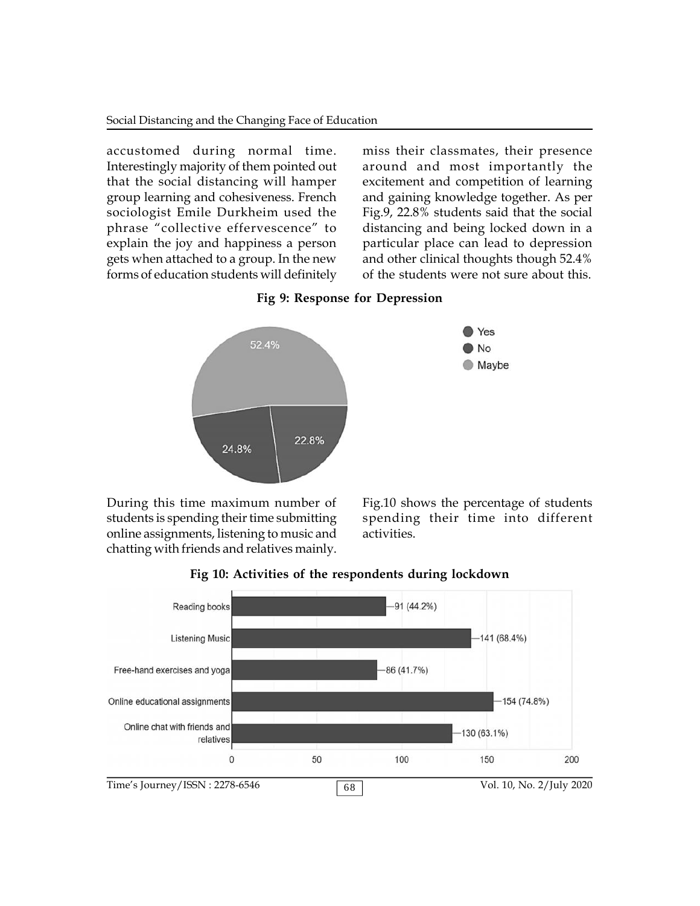accustomed during normal time. Interestingly majority of them pointed out that the social distancing will hamper group learning and cohesiveness. French sociologist Emile Durkheim used the phrase "collective effervescence" to explain the joy and happiness a person gets when attached to a group. In the new forms of education students will definitely miss their classmates, their presence around and most importantly the excitement and competition of learning and gaining knowledge together. As per Fig.9, 22.8% students said that the social distancing and being locked down in a particular place can lead to depression and other clinical thoughts though 52.4% of the students were not sure about this.

**Fig 9: Response for Depression**

| Response | Percentage |
|---|---|
| Yes | 22.8% |
| No | 24.8% |
| Maybe | 52.4% |

During this time maximum number of students is spending their time submitting online assignments, listening to music and chatting with friends and relatives mainly. Fig.10 shows the percentage of students spending their time into different activities.

**Fig 10: Activities of the respondents during lockdown**

| Activity | Respondents |
|---|---|
| Reading books | 91 (44.2%) |
| Listening Music | 141 (68.4%) |
| Free-hand exercises and yoga | 86 (41.7%) |
| Online educational assignments | 154 (74.8%) |
| Online chat with friends and relatives | 130 (63.1%) |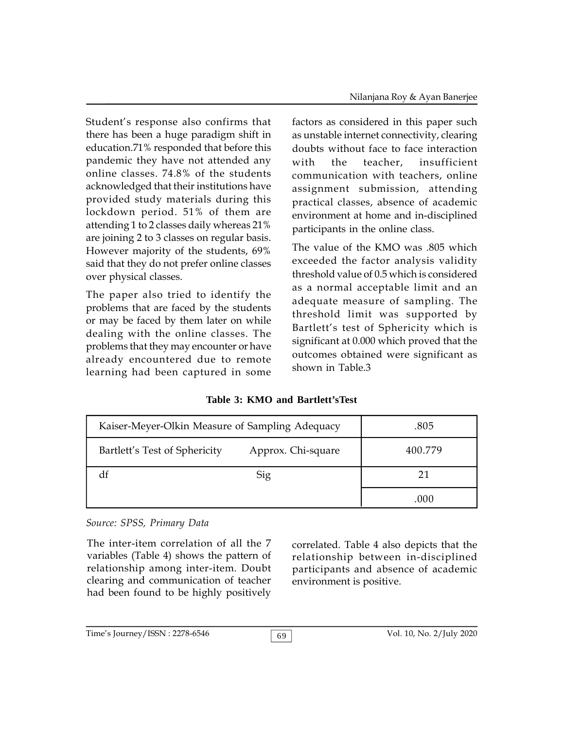Student's response also confirms that there has been a huge paradigm shift in education.71% responded that before this pandemic they have not attended any online classes. 74.8% of the students acknowledged that their institutions have provided study materials during this lockdown period. 51% of them are attending 1 to 2 classes daily whereas 21% are joining 2 to 3 classes on regular basis. However majority of the students, 69% said that they do not prefer online classes over physical classes.

The paper also tried to identify the problems that are faced by the students or may be faced by them later on while dealing with the online classes. The problems that they may encounter or have already encountered due to remote learning had been captured in some factors as considered in this paper such as unstable internet connectivity, clearing doubts without face to face interaction with the teacher, insufficient communication with teachers, online assignment submission, attending practical classes, absence of academic environment at home and in-disciplined participants in the online class.

The value of the KMO was .805 which exceeded the factor analysis validity threshold value of 0.5 which is considered as a normal acceptable limit and an adequate measure of sampling. The threshold limit was supported by Bartlett's test of Sphericity which is significant at 0.000 which proved that the outcomes obtained were significant as shown in Table.3

**Table 3: KMO and Bartlett'sTest**

| Kaiser-Meyer-Olkin Measure of Sampling Adequacy | | .805 |
|---|---|---|
| Bartlett's Test of Sphericity | Approx. Chi-square | 400.779 |
| df | Sig | 21 |
| | | .000 |

*Source: SPSS, Primary Data*

The inter-item correlation of all the 7 variables (Table 4) shows the pattern of relationship among inter-item. Doubt clearing and communication of teacher had been found to be highly positively correlated. Table 4 also depicts that the relationship between in-disciplined participants and absence of academic environment is positive.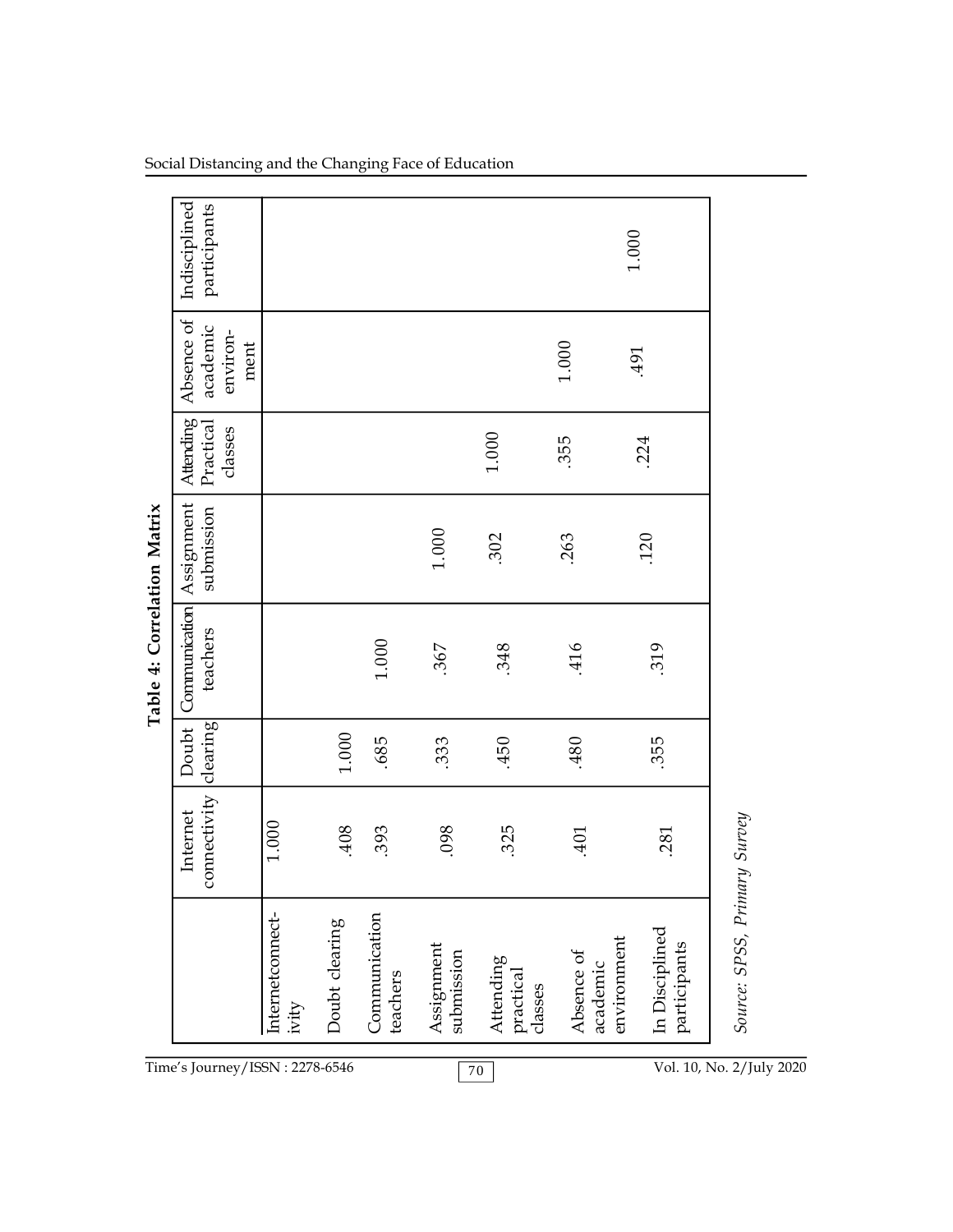**Table 4: Correlation Matrix**

| | Internet connectivity | Doubt clearing | Communication teachers | Assignment submission | Attending Practical classes | Absence of academic environ-ment | Indisciplined participants |
|---|---|---|---|---|---|---|---|
| Internetconnect-ivity | 1.000 | | | | | | |
| Doubt clearing | .408 | 1.000 | | | | | |
| Communication teachers | .393 | .685 | 1.000 | | | | |
| Assignment submission | .098 | .333 | .367 | 1.000 | | | |
| Attending practical classes | .325 | .450 | .348 | .302 | 1.000 | | |
| Absence of academic environment | .401 | .480 | .416 | .263 | .355 | 1.000 | |
| In Disciplined participants | .281 | .355 | .319 | .120 | .224 | .491 | 1.000 |

*Source: SPSS, Primary Survey*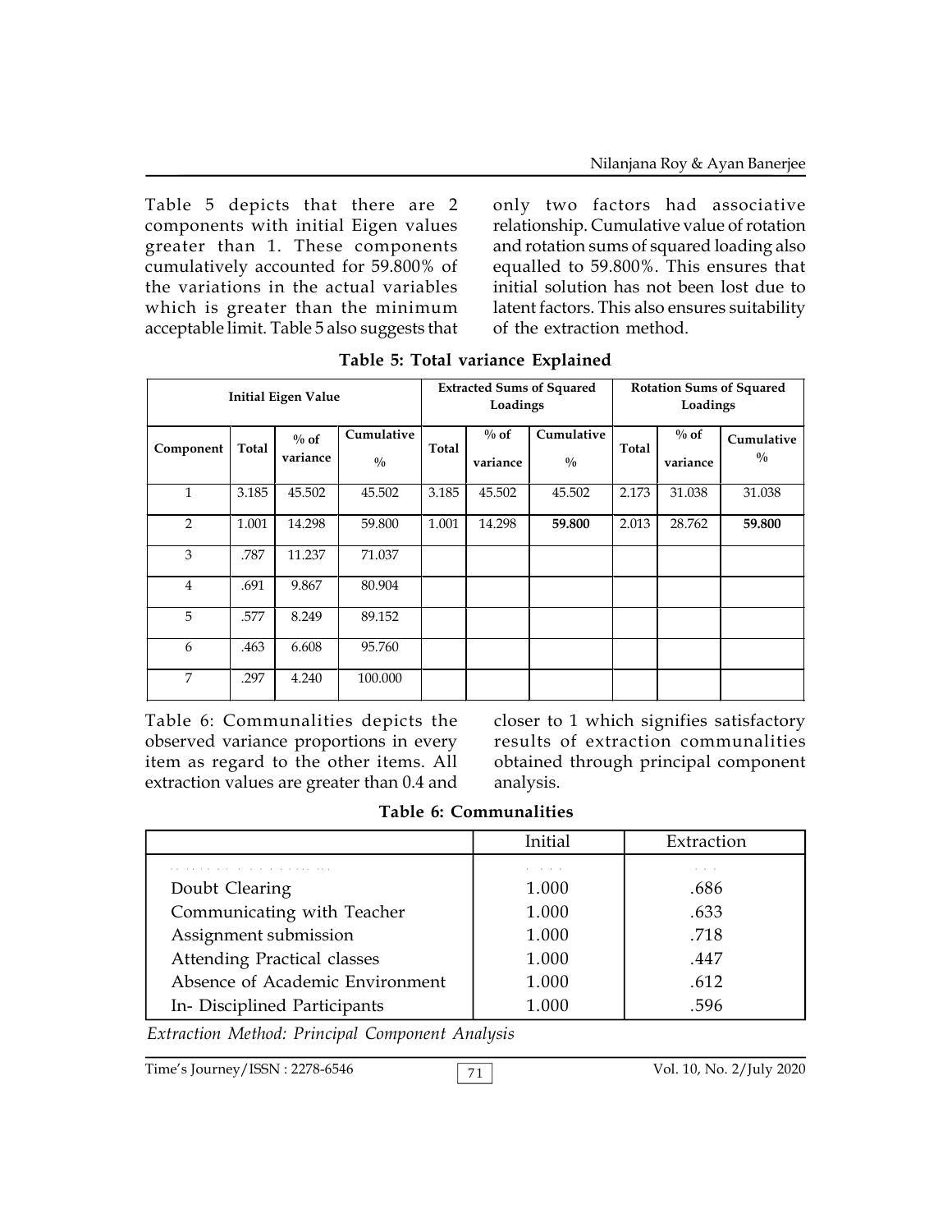Table 5 depicts that there are 2 components with initial Eigen values greater than 1. These components cumulatively accounted for 59.800% of the variations in the actual variables which is greater than the minimum acceptable limit. Table 5 also suggests that only two factors had associative relationship. Cumulative value of rotation and rotation sums of squared loading also equalled to 59.800%. This ensures that initial solution has not been lost due to latent factors. This also ensures suitability of the extraction method.

**Table 5: Total variance Explained**

| Initial Eigen Value | | | | Extracted Sums of Squared Loadings | | | Rotation Sums of Squared Loadings | | |
|---|---|---|---|---|---|---|---|---|---|
| Component | Total | % of variance | Cumulative % | Total | % of variance | Cumulative % | Total | % of variance | Cumulative % |
| 1 | 3.185 | 45.502 | 45.502 | 3.185 | 45.502 | 45.502 | 2.173 | 31.038 | 31.038 |
| 2 | 1.001 | 14.298 | 59.800 | 1.001 | 14.298 | **59.800** | 2.013 | 28.762 | **59.800** |
| 3 | .787 | 11.237 | 71.037 | | | | | | |
| 4 | .691 | 9.867 | 80.904 | | | | | | |
| 5 | .577 | 8.249 | 89.152 | | | | | | |
| 6 | .463 | 6.608 | 95.760 | | | | | | |
| 7 | .297 | 4.240 | 100.000 | | | | | | |

Table 6: Communalities depicts the observed variance proportions in every item as regard to the other items. All extraction values are greater than 0.4 and closer to 1 which signifies satisfactory results of extraction communalities obtained through principal component analysis.

**Table 6: Communalities**

| | Initial | Extraction |
|---|---|---|
| Doubt Clearing | 1.000 | .686 |
| Communicating with Teacher | 1.000 | .633 |
| Assignment submission | 1.000 | .718 |
| Attending Practical classes | 1.000 | .447 |
| Absence of Academic Environment | 1.000 | .612 |
| In- Disciplined Participants | 1.000 | .596 |

*Extraction Method: Principal Component Analysis*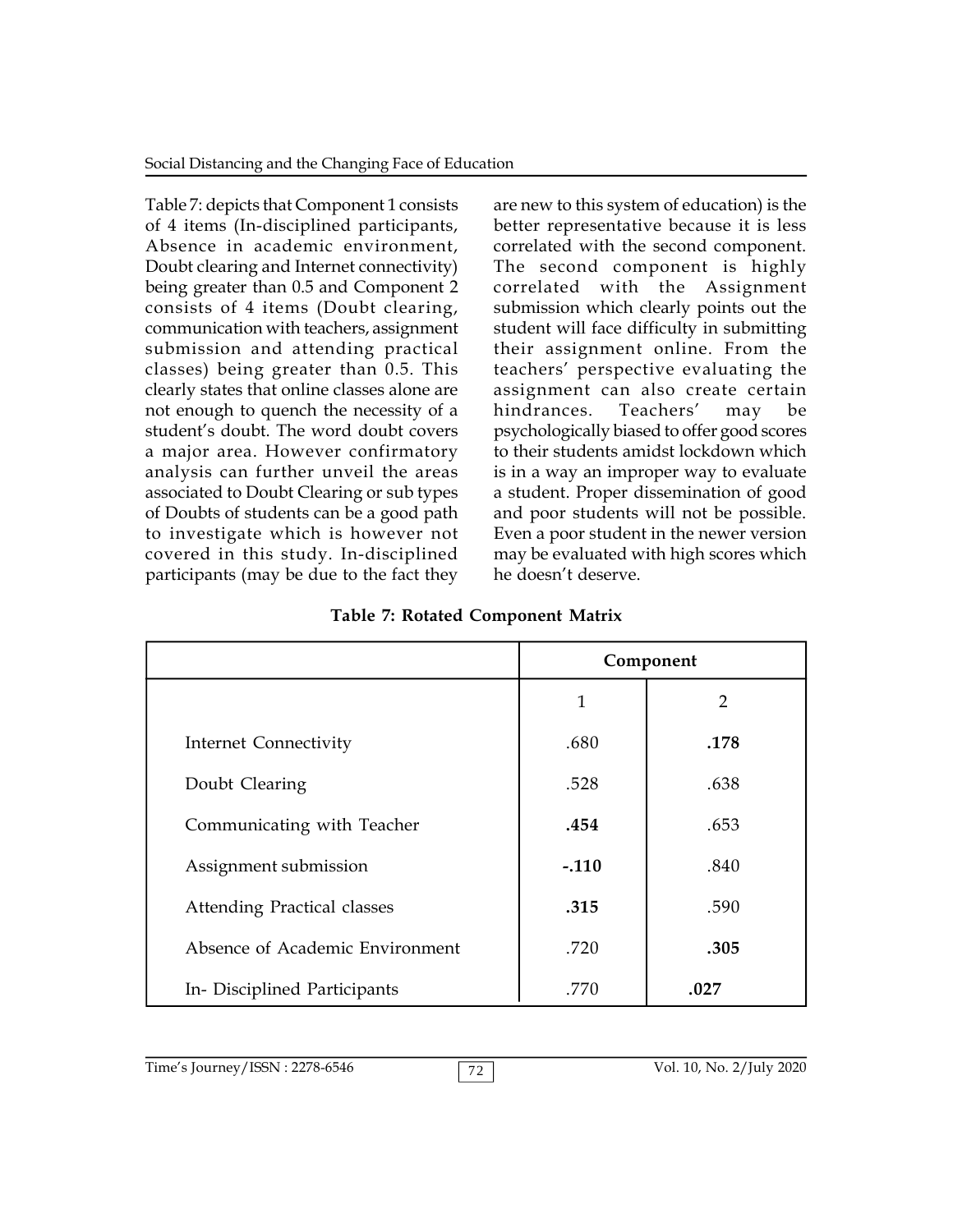Table 7: depicts that Component 1 consists of 4 items (In-disciplined participants, Absence in academic environment, Doubt clearing and Internet connectivity) being greater than 0.5 and Component 2 consists of 4 items (Doubt clearing, communication with teachers, assignment submission and attending practical classes) being greater than 0.5. This clearly states that online classes alone are not enough to quench the necessity of a student's doubt. The word doubt covers a major area. However confirmatory analysis can further unveil the areas associated to Doubt Clearing or sub types of Doubts of students can be a good path to investigate which is however not covered in this study. In-disciplined participants (may be due to the fact they are new to this system of education) is the better representative because it is less correlated with the second component. The second component is highly correlated with the Assignment submission which clearly points out the student will face difficulty in submitting their assignment online. From the teachers' perspective evaluating the assignment can also create certain hindrances. Teachers' may be psychologically biased to offer good scores to their students amidst lockdown which is in a way an improper way to evaluate a student. Proper dissemination of good and poor students will not be possible. Even a poor student in the newer version may be evaluated with high scores which he doesn't deserve.

**Table 7: Rotated Component Matrix**

| | Component | |
|---|---|---|
| | 1 | 2 |
| Internet Connectivity | .680 | **.178** |
| Doubt Clearing | .528 | .638 |
| Communicating with Teacher | **.454** | .653 |
| Assignment submission | **-.110** | .840 |
| Attending Practical classes | **.315** | .590 |
| Absence of Academic Environment | .720 | **.305** |
| In- Disciplined Participants | .770 | **.027** |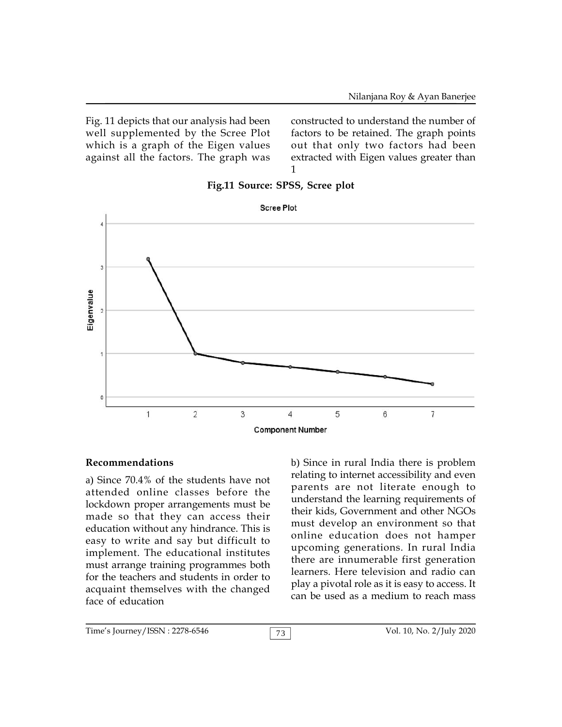Fig. 11 depicts that our analysis had been well supplemented by the Scree Plot which is a graph of the Eigen values against all the factors. The graph was constructed to understand the number of factors to be retained. The graph points out that only two factors had been extracted with Eigen values greater than 1

**Fig.11 Source: SPSS, Scree plot**

## Recommendations

a) Since 70.4% of the students have not attended online classes before the lockdown proper arrangements must be made so that they can access their education without any hindrance. This is easy to write and say but difficult to implement. The educational institutes must arrange training programmes both for the teachers and students in order to acquaint themselves with the changed face of education

b) Since in rural India there is problem relating to internet accessibility and even parents are not literate enough to understand the learning requirements of their kids, Government and other NGOs must develop an environment so that online education does not hamper upcoming generations. In rural India there are innumerable first generation learners. Here television and radio can play a pivotal role as it is easy to access. It can be used as a medium to reach mass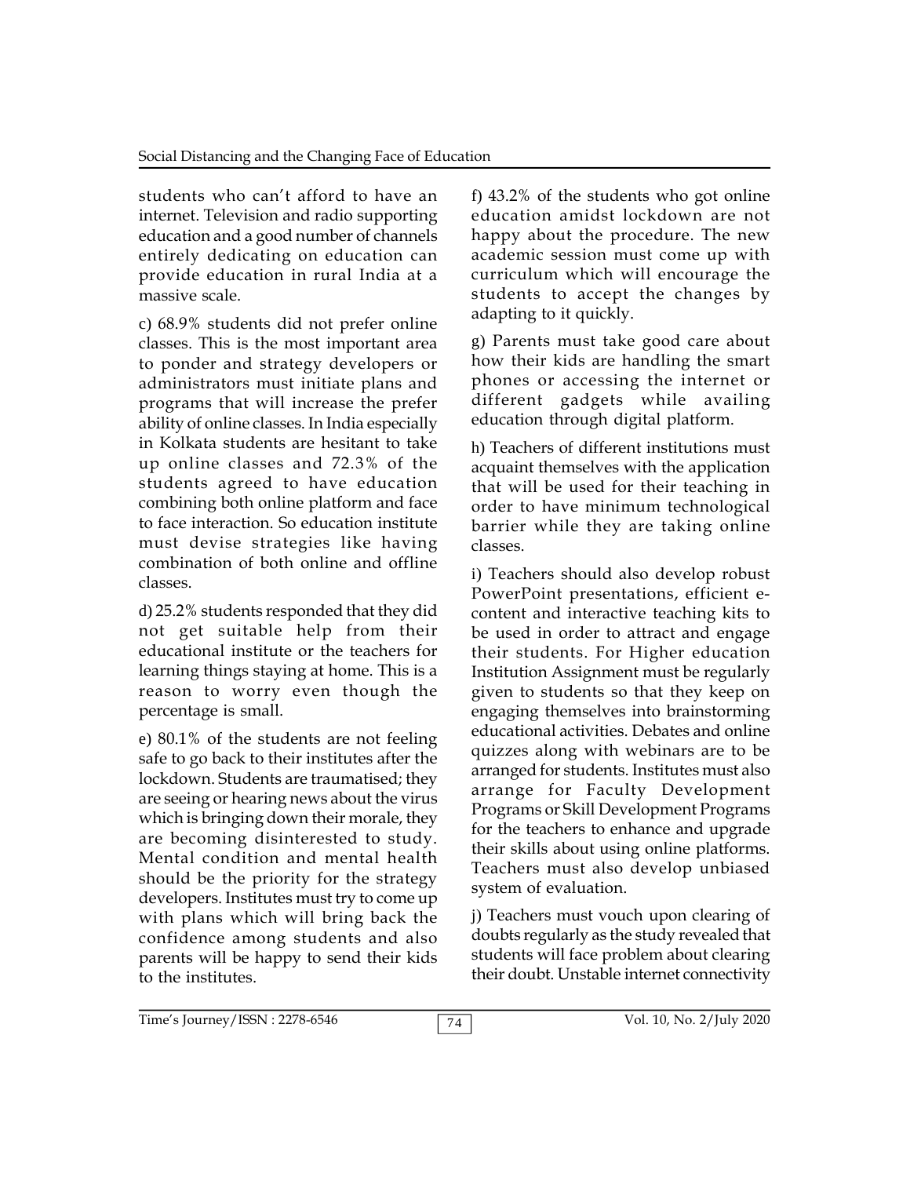students who can't afford to have an internet. Television and radio supporting education and a good number of channels entirely dedicating on education can provide education in rural India at a massive scale.

c) 68.9% students did not prefer online classes. This is the most important area to ponder and strategy developers or administrators must initiate plans and programs that will increase the prefer ability of online classes. In India especially in Kolkata students are hesitant to take up online classes and 72.3% of the students agreed to have education combining both online platform and face to face interaction. So education institute must devise strategies like having combination of both online and offline classes.

d) 25.2% students responded that they did not get suitable help from their educational institute or the teachers for learning things staying at home. This is a reason to worry even though the percentage is small.

e) 80.1% of the students are not feeling safe to go back to their institutes after the lockdown. Students are traumatised; they are seeing or hearing news about the virus which is bringing down their morale, they are becoming disinterested to study. Mental condition and mental health should be the priority for the strategy developers. Institutes must try to come up with plans which will bring back the confidence among students and also parents will be happy to send their kids to the institutes.

f) 43.2% of the students who got online education amidst lockdown are not happy about the procedure. The new academic session must come up with curriculum which will encourage the students to accept the changes by adapting to it quickly.

g) Parents must take good care about how their kids are handling the smart phones or accessing the internet or different gadgets while availing education through digital platform.

h) Teachers of different institutions must acquaint themselves with the application that will be used for their teaching in order to have minimum technological barrier while they are taking online classes.

i) Teachers should also develop robust PowerPoint presentations, efficient e-content and interactive teaching kits to be used in order to attract and engage their students. For Higher education Institution Assignment must be regularly given to students so that they keep on engaging themselves into brainstorming educational activities. Debates and online quizzes along with webinars are to be arranged for students. Institutes must also arrange for Faculty Development Programs or Skill Development Programs for the teachers to enhance and upgrade their skills about using online platforms. Teachers must also develop unbiased system of evaluation.

j) Teachers must vouch upon clearing of doubts regularly as the study revealed that students will face problem about clearing their doubt. Unstable internet connectivity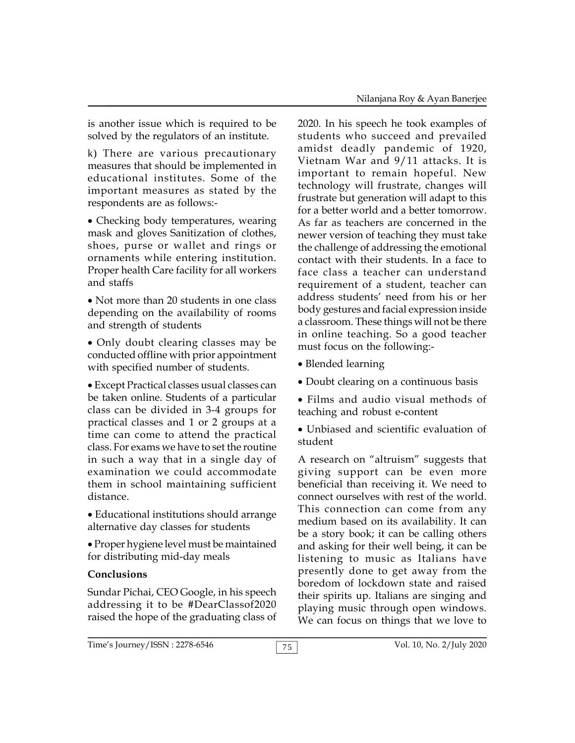is another issue which is required to be solved by the regulators of an institute.

k) There are various precautionary measures that should be implemented in educational institutes. Some of the important measures as stated by the respondents are as follows:-

- Checking body temperatures, wearing mask and gloves Sanitization of clothes, shoes, purse or wallet and rings or ornaments while entering institution. Proper health Care facility for all workers and staffs
- Not more than 20 students in one class depending on the availability of rooms and strength of students
- Only doubt clearing classes may be conducted offline with prior appointment with specified number of students.
- Except Practical classes usual classes can be taken online. Students of a particular class can be divided in 3-4 groups for practical classes and 1 or 2 groups at a time can come to attend the practical class. For exams we have to set the routine in such a way that in a single day of examination we could accommodate them in school maintaining sufficient distance.
- Educational institutions should arrange alternative day classes for students
- Proper hygiene level must be maintained for distributing mid-day meals

**Conclusions**

Sundar Pichai, CEO Google, in his speech addressing it to be #DearClassof2020 raised the hope of the graduating class of 2020. In his speech he took examples of students who succeed and prevailed amidst deadly pandemic of 1920, Vietnam War and 9/11 attacks. It is important to remain hopeful. New technology will frustrate, changes will frustrate but generation will adapt to this for a better world and a better tomorrow. As far as teachers are concerned in the newer version of teaching they must take the challenge of addressing the emotional contact with their students. In a face to face class a teacher can understand requirement of a student, teacher can address students' need from his or her body gestures and facial expression inside a classroom. These things will not be there in online teaching. So a good teacher must focus on the following:-

- Blended learning
- Doubt clearing on a continuous basis
- Films and audio visual methods of teaching and robust e-content
- Unbiased and scientific evaluation of student

A research on "altruism" suggests that giving support can be even more beneficial than receiving it. We need to connect ourselves with rest of the world. This connection can come from any medium based on its availability. It can be a story book; it can be calling others and asking for their well being, it can be listening to music as Italians have presently done to get away from the boredom of lockdown state and raised their spirits up. Italians are singing and playing music through open windows. We can focus on things that we love to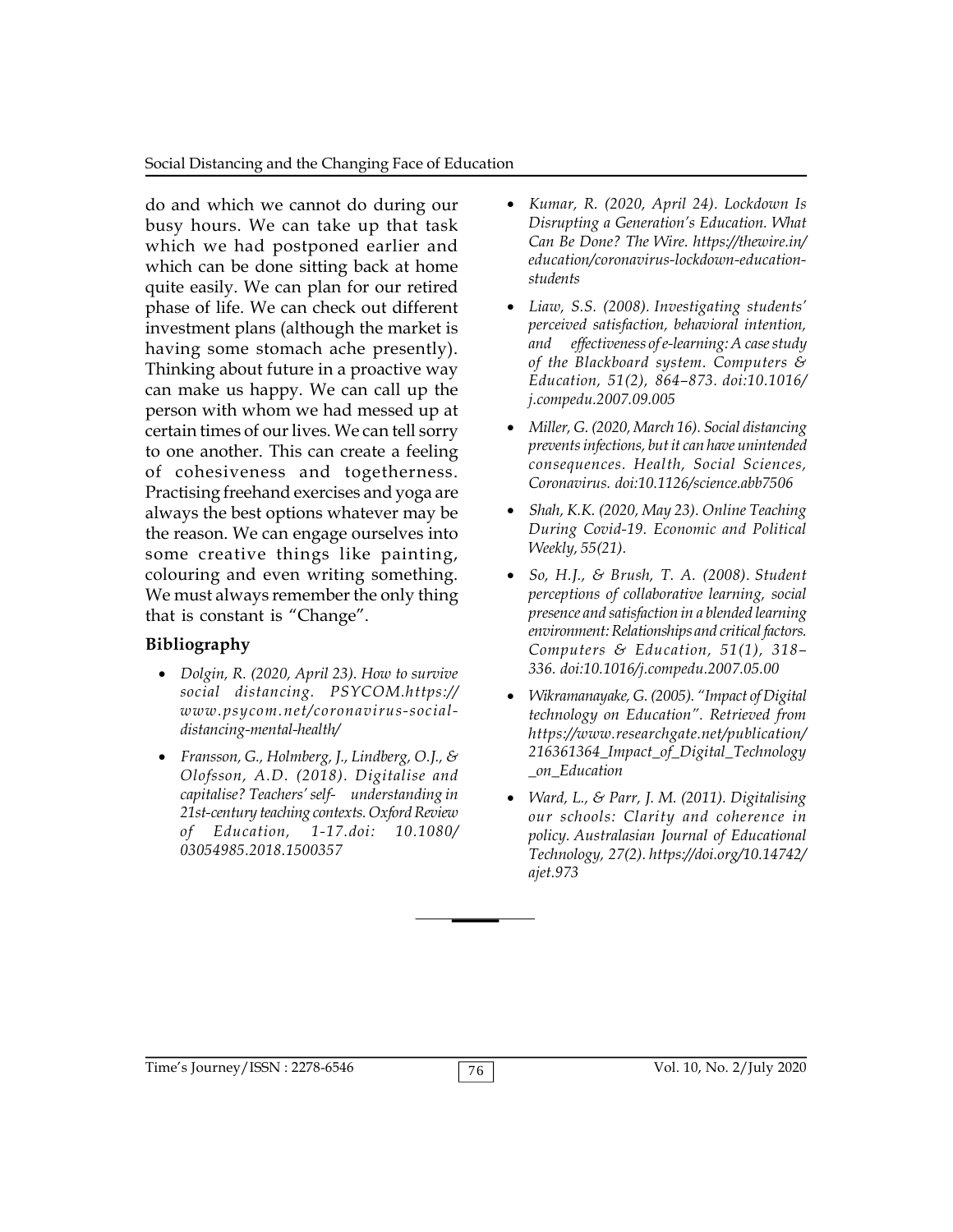do and which we cannot do during our busy hours. We can take up that task which we had postponed earlier and which can be done sitting back at home quite easily. We can plan for our retired phase of life. We can check out different investment plans (although the market is having some stomach ache presently). Thinking about future in a proactive way can make us happy. We can call up the person with whom we had messed up at certain times of our lives. We can tell sorry to one another. This can create a feeling of cohesiveness and togetherness. Practising freehand exercises and yoga are always the best options whatever may be the reason. We can engage ourselves into some creative things like painting, colouring and even writing something. We must always remember the only thing that is constant is "Change".

## Bibliography

- *Dolgin, R. (2020, April 23). How to survive social distancing. PSYCOM.https://www.psycom.net/coronavirus-social-distancing-mental-health/*
- *Fransson, G., Holmberg, J., Lindberg, O.J., & Olofsson, A.D. (2018). Digitalise and capitalise? Teachers' self- understanding in 21st-century teaching contexts. Oxford Review of Education, 1-17.doi: 10.1080/03054985.2018.1500357*
- *Kumar, R. (2020, April 24). Lockdown Is Disrupting a Generation's Education. What Can Be Done? The Wire. https://thewire.in/education/coronavirus-lockdown-education-students*
- *Liaw, S.S. (2008). Investigating students' perceived satisfaction, behavioral intention, and effectiveness of e-learning: A case study of the Blackboard system. Computers & Education, 51(2), 864–873. doi:10.1016/j.compedu.2007.09.005*
- *Miller, G. (2020, March 16). Social distancing prevents infections, but it can have unintended consequences. Health, Social Sciences, Coronavirus. doi:10.1126/science.abb7506*
- *Shah, K.K. (2020, May 23). Online Teaching During Covid-19. Economic and Political Weekly, 55(21).*
- *So, H.J., & Brush, T. A. (2008). Student perceptions of collaborative learning, social presence and satisfaction in a blended learning environment: Relationships and critical factors. Computers & Education, 51(1), 318–336. doi:10.1016/j.compedu.2007.05.00*
- *Wikramanayake, G. (2005). "Impact of Digital technology on Education". Retrieved from https://www.researchgate.net/publication/216361364_Impact_of_Digital_Technology_on_Education*
- *Ward, L., & Parr, J. M. (2011). Digitalising our schools: Clarity and coherence in policy. Australasian Journal of Educational Technology, 27(2). https://doi.org/10.14742/ajet.973*